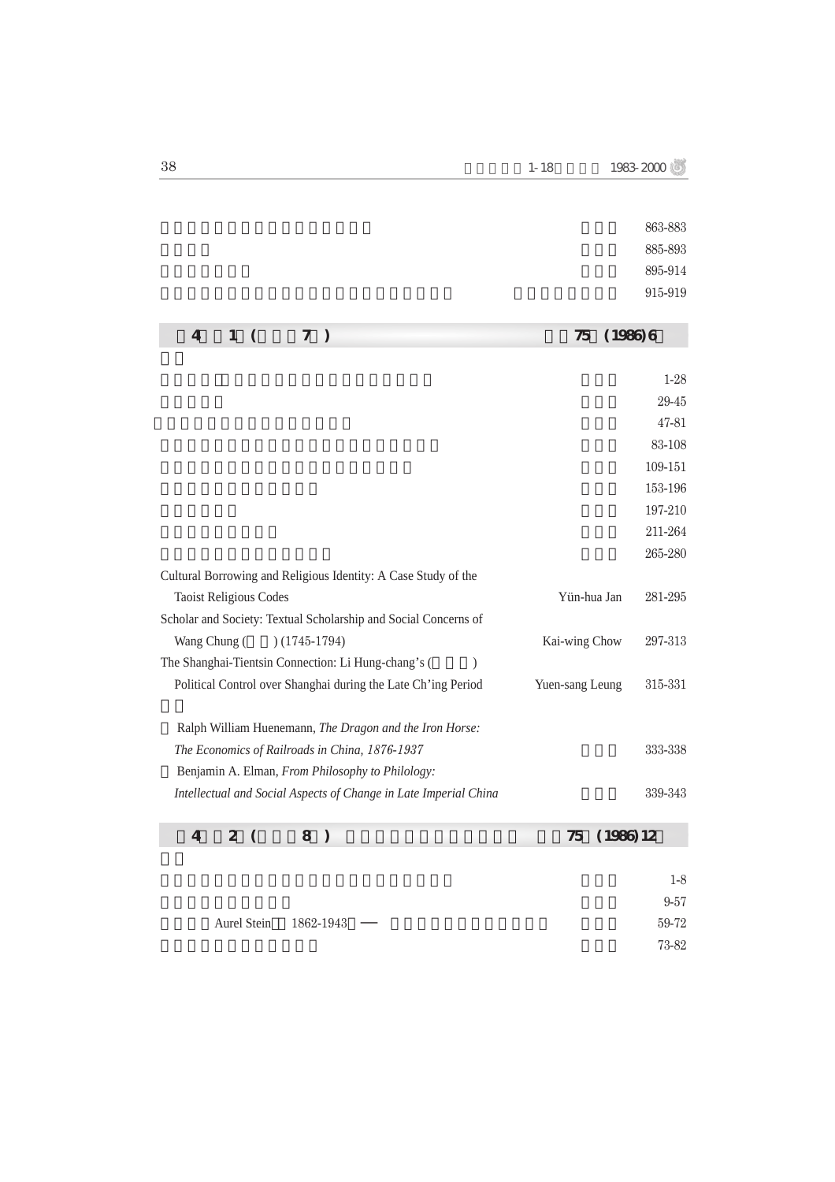863-883

885-893

895-914

915-919

## 4 1 ( 7 ) 75 (1986) 6

1-28

29-45

47-81

83-108

109-151

153-196

197-210

211-264

265-280

Cultural Borrowing and Religious Identity: A Case Study of the Taoist Religious Codes — Yün-hua Jan — 281-295

Scholar and Society: Textual Scholarship and Social Concerns of Wang Chung ( ) (1745-1794) — Kai-wing Chow — 297-313

The Shanghai-Tientsin Connection: Li Hung-chang's ( ) Political Control over Shanghai during the Late Ch'ing Period — Yuen-sang Leung — 315-331

Ralph William Huenemann, *The Dragon and the Iron Horse: The Economics of Railroads in China, 1876-1937* — 333-338

Benjamin A. Elman, *From Philosophy to Philology: Intellectual and Social Aspects of Change in Late Imperial China* — 339-343

## 4 2 ( 8 ) 75 (1986) 12

1-8

9-57

Aurel Stein 1862-1943 — 59-72

73-82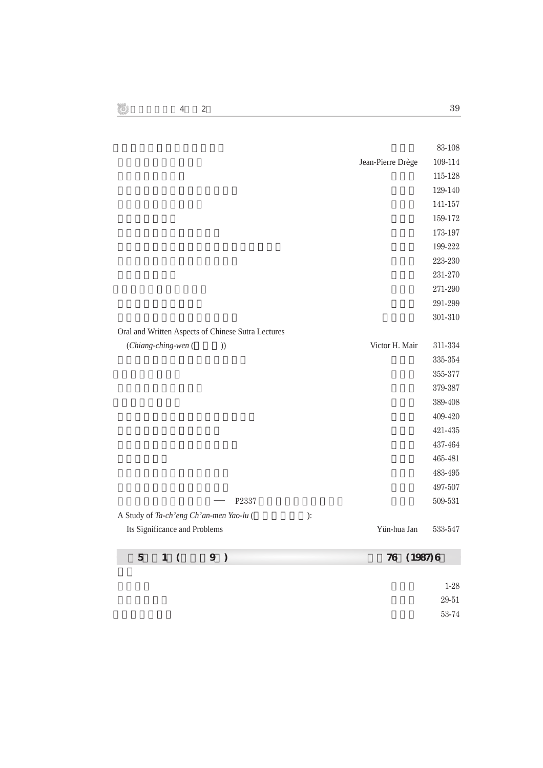| | | |
|---|---|---|
| | | 83-108 |
| | Jean-Pierre Drège | 109-114 |
| | | 115-128 |
| | | 129-140 |
| | | 141-157 |
| | | 159-172 |
| | | 173-197 |
| | | 199-222 |
| | | 223-230 |
| | | 231-270 |
| | | 271-290 |
| | | 291-299 |
| | | 301-310 |
| Oral and Written Aspects of Chinese Sutra Lectures (*Chiang-ching-wen* ( )) | Victor H. Mair | 311-334 |
| | | 335-354 |
| | | 355-377 |
| | | 379-387 |
| | | 389-408 |
| | | 409-420 |
| | | 421-435 |
| | | 437-464 |
| | | 465-481 |
| | | 483-495 |
| | | 497-507 |
| — P2337 | | 509-531 |
| A Study of *Ta-ch'eng Ch'an-men Yao-lu* ( ): Its Significance and Problems | Yün-hua Jan | 533-547 |

## 5 1 ( 9 ) 76 (1987)6

| | | |
|---|---|---|
| | | 1-28 |
| | | 29-51 |
| | | 53-74 |